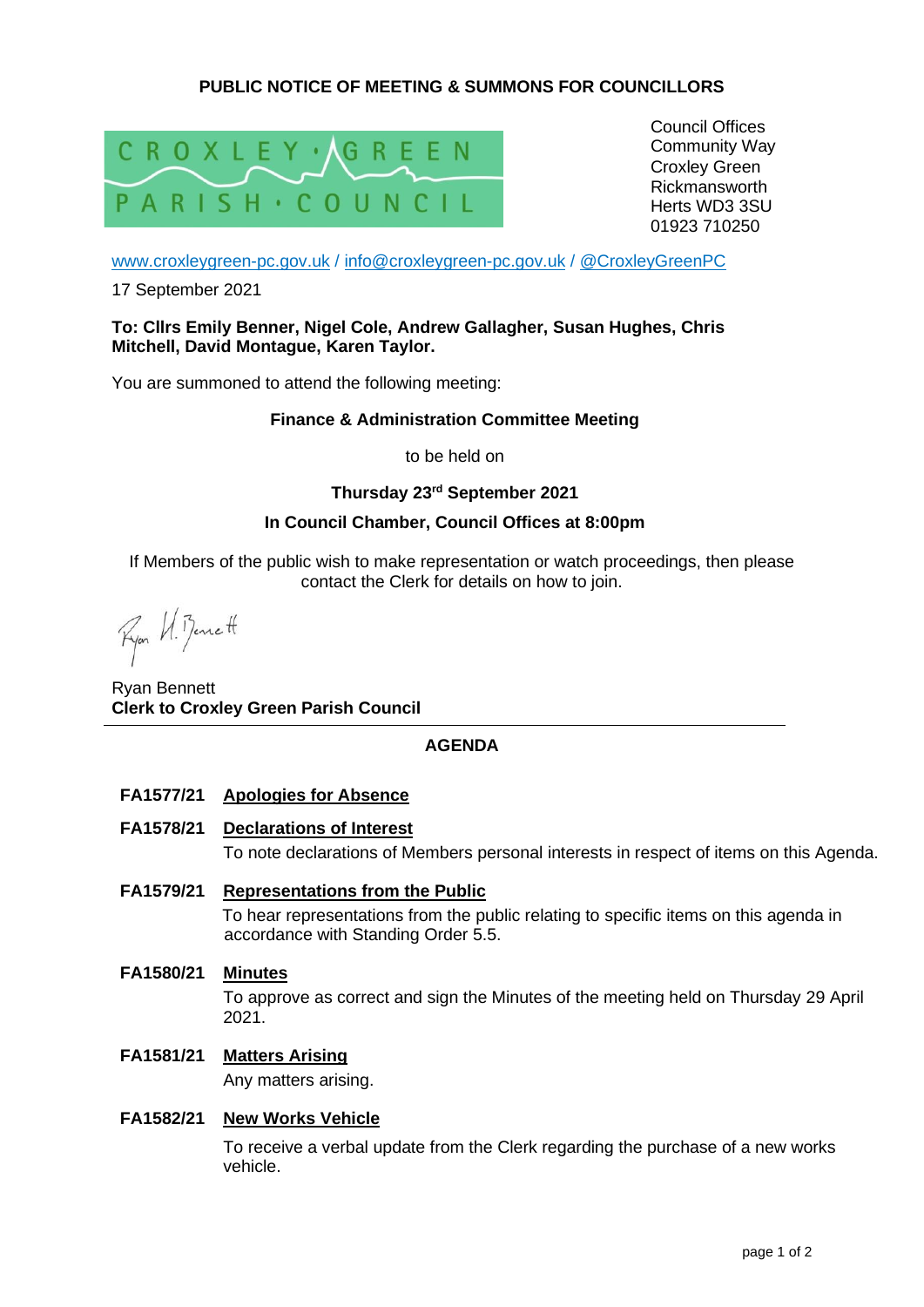# PUBLIC NOTICE OF MEETING & SUMMONS FOR COUNCILLORS

CROXLEY GREEN PARISH COUNCIL

Council Offices
Community Way
Croxley Green
Rickmansworth
Herts WD3 3SU
01923 710250

www.croxleygreen-pc.gov.uk / info@croxleygreen-pc.gov.uk / @CroxleyGreenPC

17 September 2021

**To: Cllrs Emily Benner, Nigel Cole, Andrew Gallagher, Susan Hughes, Chris Mitchell, David Montague, Karen Taylor.**

You are summoned to attend the following meeting:

**Finance & Administration Committee Meeting**

to be held on

**Thursday 23rd September 2021**

**In Council Chamber, Council Offices at 8:00pm**

If Members of the public wish to make representation or watch proceedings, then please contact the Clerk for details on how to join.

Ryan Bennett
**Clerk to Croxley Green Parish Council**

---

## AGENDA

**FA1577/21 Apologies for Absence**

**FA1578/21 Declarations of Interest**

To note declarations of Members personal interests in respect of items on this Agenda.

**FA1579/21 Representations from the Public**

To hear representations from the public relating to specific items on this agenda in accordance with Standing Order 5.5.

**FA1580/21 Minutes**

To approve as correct and sign the Minutes of the meeting held on Thursday 29 April 2021.

**FA1581/21 Matters Arising**

Any matters arising.

**FA1582/21 New Works Vehicle**

To receive a verbal update from the Clerk regarding the purchase of a new works vehicle.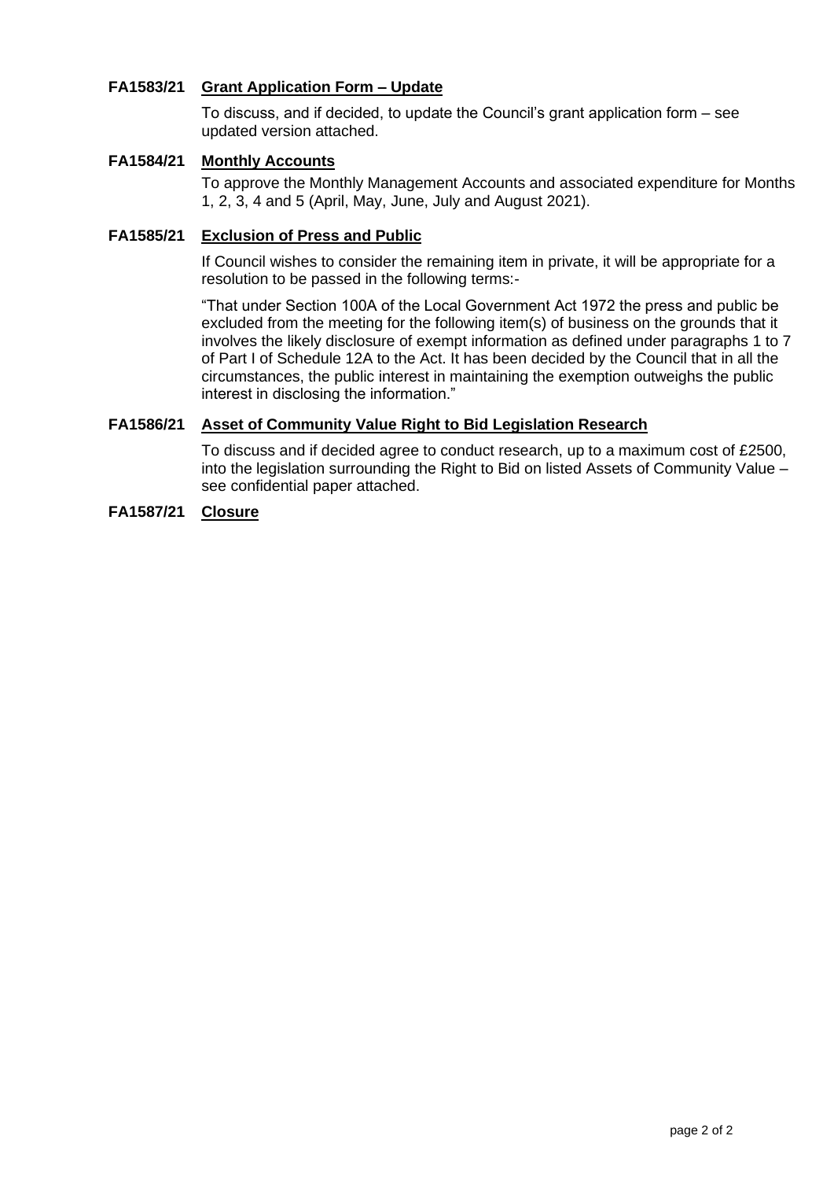**FA1583/21 Grant Application Form – Update**

To discuss, and if decided, to update the Council's grant application form – see updated version attached.

**FA1584/21 Monthly Accounts**

To approve the Monthly Management Accounts and associated expenditure for Months 1, 2, 3, 4 and 5 (April, May, June, July and August 2021).

**FA1585/21 Exclusion of Press and Public**

If Council wishes to consider the remaining item in private, it will be appropriate for a resolution to be passed in the following terms:-

"That under Section 100A of the Local Government Act 1972 the press and public be excluded from the meeting for the following item(s) of business on the grounds that it involves the likely disclosure of exempt information as defined under paragraphs 1 to 7 of Part I of Schedule 12A to the Act. It has been decided by the Council that in all the circumstances, the public interest in maintaining the exemption outweighs the public interest in disclosing the information."

**FA1586/21 Asset of Community Value Right to Bid Legislation Research**

To discuss and if decided agree to conduct research, up to a maximum cost of £2500, into the legislation surrounding the Right to Bid on listed Assets of Community Value – see confidential paper attached.

**FA1587/21 Closure**